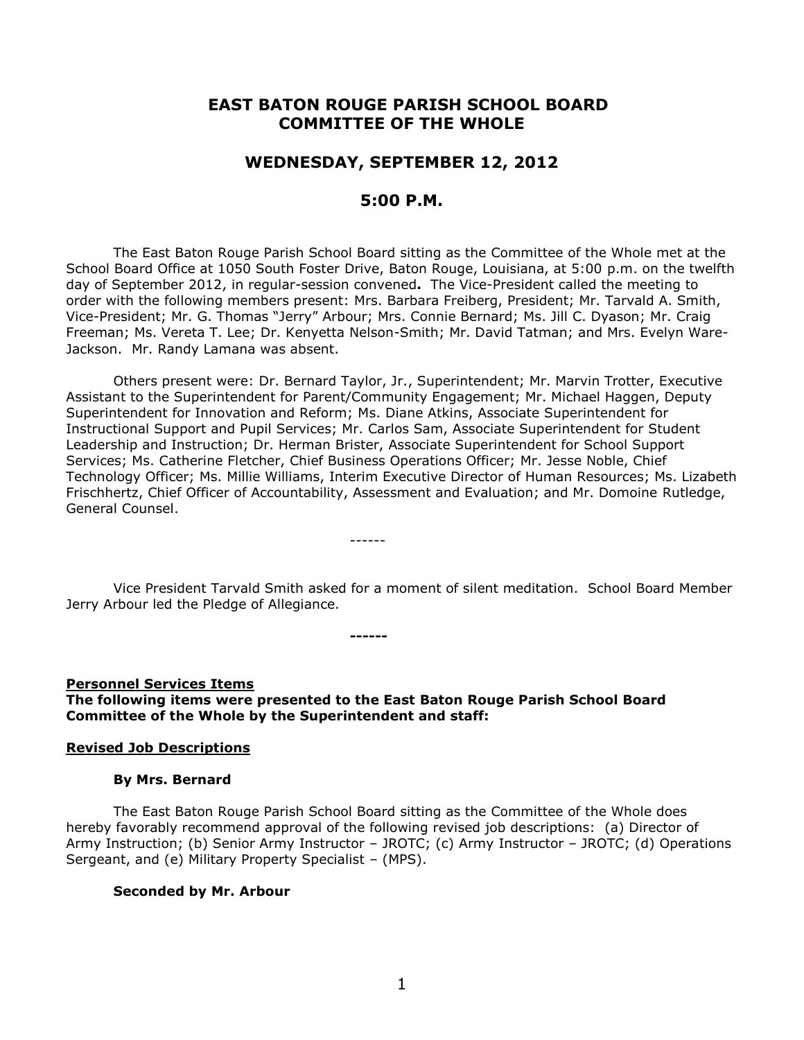# EAST BATON ROUGE PARISH SCHOOL BOARD COMMITTEE OF THE WHOLE

## WEDNESDAY, SEPTEMBER 12, 2012

## 5:00 P.M.

The East Baton Rouge Parish School Board sitting as the Committee of the Whole met at the School Board Office at 1050 South Foster Drive, Baton Rouge, Louisiana, at 5:00 p.m. on the twelfth day of September 2012, in regular-session convened**.** The Vice-President called the meeting to order with the following members present: Mrs. Barbara Freiberg, President; Mr. Tarvald A. Smith, Vice-President; Mr. G. Thomas "Jerry" Arbour; Mrs. Connie Bernard; Ms. Jill C. Dyason; Mr. Craig Freeman; Ms. Vereta T. Lee; Dr. Kenyetta Nelson-Smith; Mr. David Tatman; and Mrs. Evelyn Ware-Jackson. Mr. Randy Lamana was absent.

Others present were: Dr. Bernard Taylor, Jr., Superintendent; Mr. Marvin Trotter, Executive Assistant to the Superintendent for Parent/Community Engagement; Mr. Michael Haggen, Deputy Superintendent for Innovation and Reform; Ms. Diane Atkins, Associate Superintendent for Instructional Support and Pupil Services; Mr. Carlos Sam, Associate Superintendent for Student Leadership and Instruction; Dr. Herman Brister, Associate Superintendent for School Support Services; Ms. Catherine Fletcher, Chief Business Operations Officer; Mr. Jesse Noble, Chief Technology Officer; Ms. Millie Williams, Interim Executive Director of Human Resources; Ms. Lizabeth Frischhertz, Chief Officer of Accountability, Assessment and Evaluation; and Mr. Domoine Rutledge, General Counsel.

------

Vice President Tarvald Smith asked for a moment of silent meditation. School Board Member Jerry Arbour led the Pledge of Allegiance.

**------**

**Personnel Services Items**

**The following items were presented to the East Baton Rouge Parish School Board Committee of the Whole by the Superintendent and staff:**

**Revised Job Descriptions**

**By Mrs. Bernard**

The East Baton Rouge Parish School Board sitting as the Committee of the Whole does hereby favorably recommend approval of the following revised job descriptions: (a) Director of Army Instruction; (b) Senior Army Instructor – JROTC; (c) Army Instructor – JROTC; (d) Operations Sergeant, and (e) Military Property Specialist – (MPS).

**Seconded by Mr. Arbour**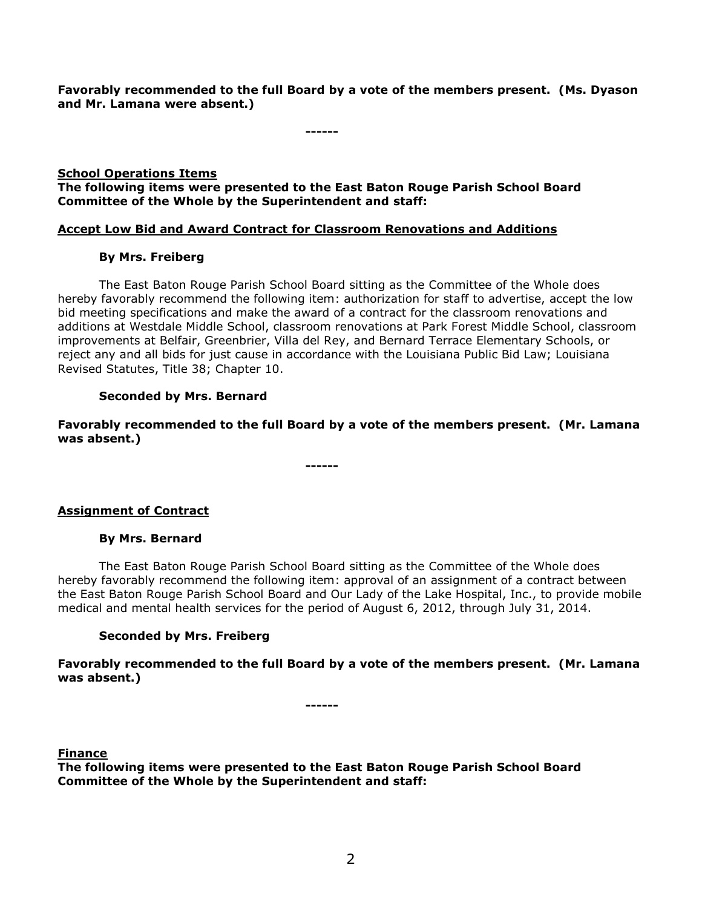**Favorably recommended to the full Board by a vote of the members present. (Ms. Dyason and Mr. Lamana were absent.)**

------

**School Operations Items**

**The following items were presented to the East Baton Rouge Parish School Board Committee of the Whole by the Superintendent and staff:**

**Accept Low Bid and Award Contract for Classroom Renovations and Additions**

**By Mrs. Freiberg**

The East Baton Rouge Parish School Board sitting as the Committee of the Whole does hereby favorably recommend the following item: authorization for staff to advertise, accept the low bid meeting specifications and make the award of a contract for the classroom renovations and additions at Westdale Middle School, classroom renovations at Park Forest Middle School, classroom improvements at Belfair, Greenbrier, Villa del Rey, and Bernard Terrace Elementary Schools, or reject any and all bids for just cause in accordance with the Louisiana Public Bid Law; Louisiana Revised Statutes, Title 38; Chapter 10.

**Seconded by Mrs. Bernard**

**Favorably recommended to the full Board by a vote of the members present. (Mr. Lamana was absent.)**

------

**Assignment of Contract**

**By Mrs. Bernard**

The East Baton Rouge Parish School Board sitting as the Committee of the Whole does hereby favorably recommend the following item: approval of an assignment of a contract between the East Baton Rouge Parish School Board and Our Lady of the Lake Hospital, Inc., to provide mobile medical and mental health services for the period of August 6, 2012, through July 31, 2014.

**Seconded by Mrs. Freiberg**

**Favorably recommended to the full Board by a vote of the members present. (Mr. Lamana was absent.)**

------

**Finance**

**The following items were presented to the East Baton Rouge Parish School Board Committee of the Whole by the Superintendent and staff:**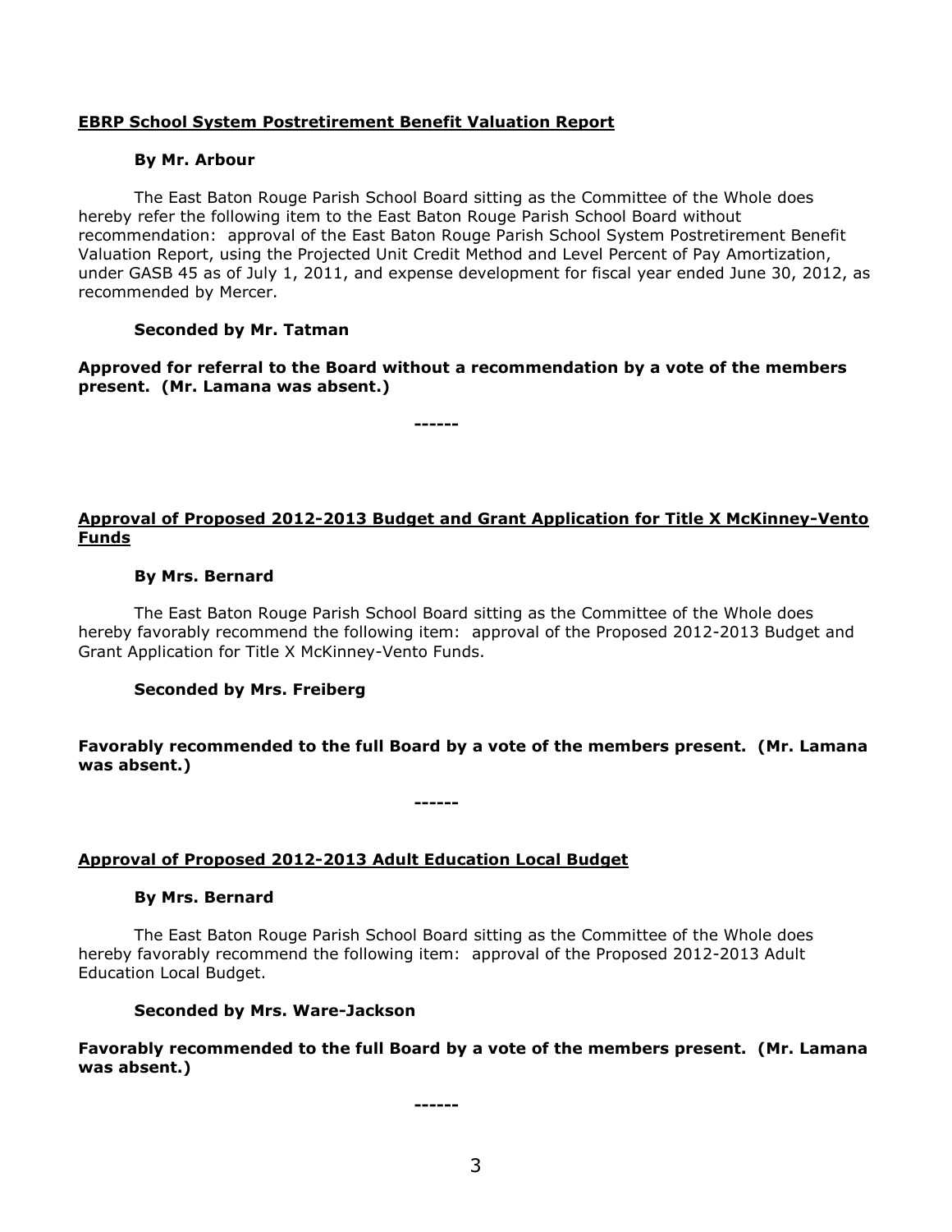**EBRP School System Postretirement Benefit Valuation Report**

**By Mr. Arbour**

The East Baton Rouge Parish School Board sitting as the Committee of the Whole does hereby refer the following item to the East Baton Rouge Parish School Board without recommendation: approval of the East Baton Rouge Parish School System Postretirement Benefit Valuation Report, using the Projected Unit Credit Method and Level Percent of Pay Amortization, under GASB 45 as of July 1, 2011, and expense development for fiscal year ended June 30, 2012, as recommended by Mercer.

**Seconded by Mr. Tatman**

**Approved for referral to the Board without a recommendation by a vote of the members present. (Mr. Lamana was absent.)**

**------**

**Approval of Proposed 2012-2013 Budget and Grant Application for Title X McKinney-Vento Funds**

**By Mrs. Bernard**

The East Baton Rouge Parish School Board sitting as the Committee of the Whole does hereby favorably recommend the following item: approval of the Proposed 2012-2013 Budget and Grant Application for Title X McKinney-Vento Funds.

**Seconded by Mrs. Freiberg**

**Favorably recommended to the full Board by a vote of the members present. (Mr. Lamana was absent.)**

**------**

**Approval of Proposed 2012-2013 Adult Education Local Budget**

**By Mrs. Bernard**

The East Baton Rouge Parish School Board sitting as the Committee of the Whole does hereby favorably recommend the following item: approval of the Proposed 2012-2013 Adult Education Local Budget.

**Seconded by Mrs. Ware-Jackson**

**Favorably recommended to the full Board by a vote of the members present. (Mr. Lamana was absent.)**

**------**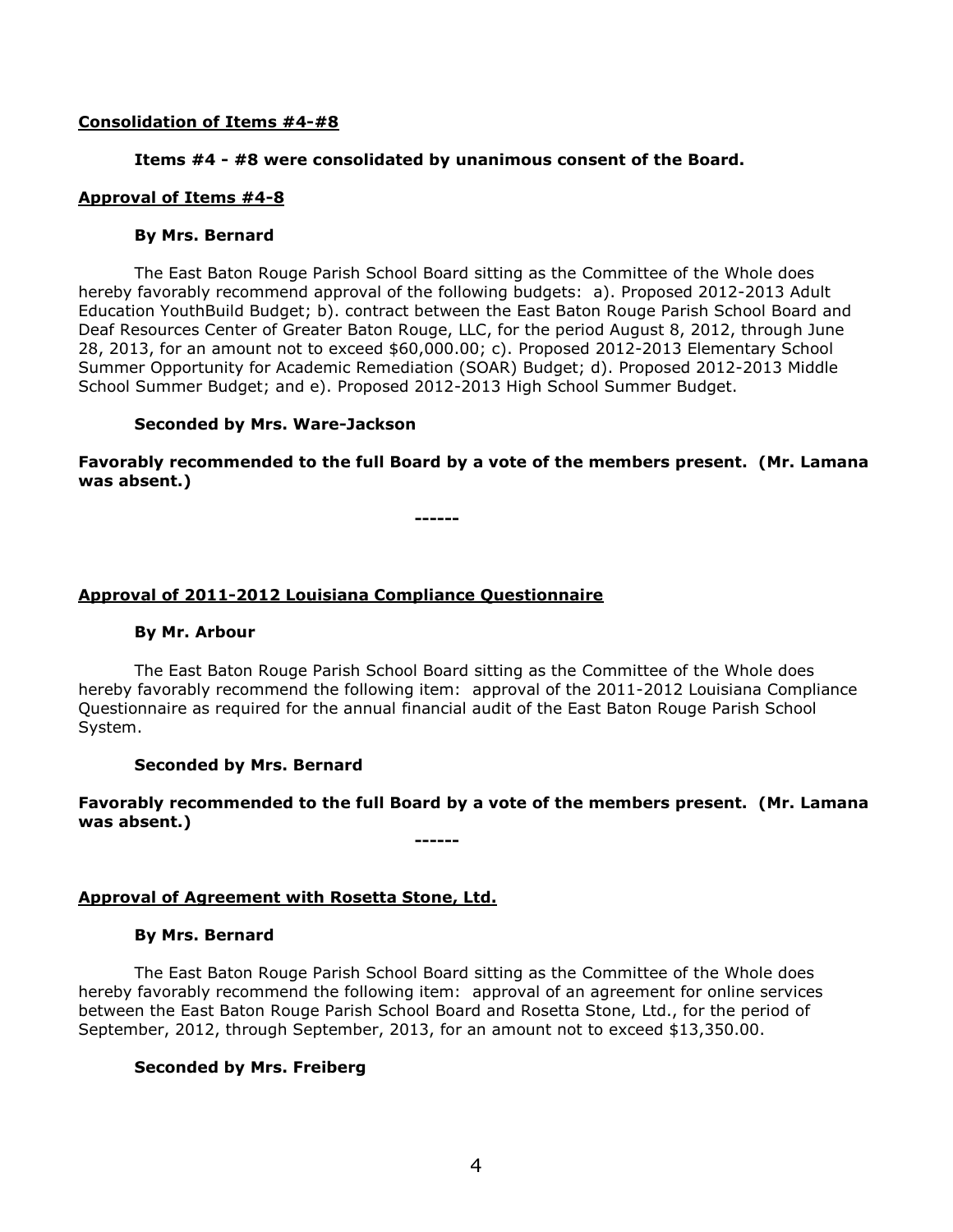**Consolidation of Items #4-#8**

**Items #4 - #8 were consolidated by unanimous consent of the Board.**

**Approval of Items #4-8**

**By Mrs. Bernard**

The East Baton Rouge Parish School Board sitting as the Committee of the Whole does hereby favorably recommend approval of the following budgets: a). Proposed 2012-2013 Adult Education YouthBuild Budget; b). contract between the East Baton Rouge Parish School Board and Deaf Resources Center of Greater Baton Rouge, LLC, for the period August 8, 2012, through June 28, 2013, for an amount not to exceed $60,000.00; c). Proposed 2012-2013 Elementary School Summer Opportunity for Academic Remediation (SOAR) Budget; d). Proposed 2012-2013 Middle School Summer Budget; and e). Proposed 2012-2013 High School Summer Budget.

**Seconded by Mrs. Ware-Jackson**

**Favorably recommended to the full Board by a vote of the members present. (Mr. Lamana was absent.)**

**------**

**Approval of 2011-2012 Louisiana Compliance Questionnaire**

**By Mr. Arbour**

The East Baton Rouge Parish School Board sitting as the Committee of the Whole does hereby favorably recommend the following item: approval of the 2011-2012 Louisiana Compliance Questionnaire as required for the annual financial audit of the East Baton Rouge Parish School System.

**Seconded by Mrs. Bernard**

**Favorably recommended to the full Board by a vote of the members present. (Mr. Lamana was absent.)**

**------**

**Approval of Agreement with Rosetta Stone, Ltd.**

**By Mrs. Bernard**

The East Baton Rouge Parish School Board sitting as the Committee of the Whole does hereby favorably recommend the following item: approval of an agreement for online services between the East Baton Rouge Parish School Board and Rosetta Stone, Ltd., for the period of September, 2012, through September, 2013, for an amount not to exceed $13,350.00.

**Seconded by Mrs. Freiberg**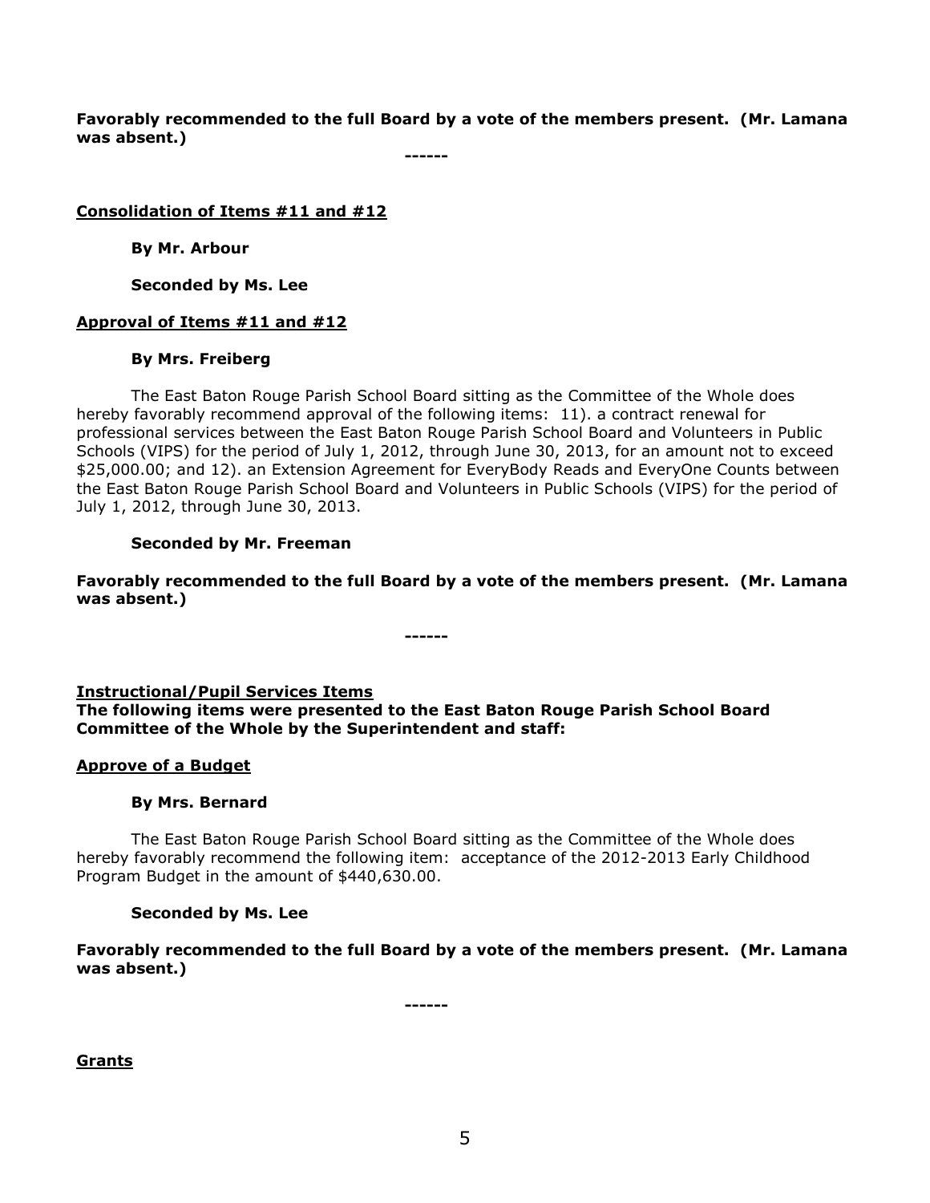**Favorably recommended to the full Board by a vote of the members present. (Mr. Lamana was absent.)**

**------**

**Consolidation of Items #11 and #12**

**By Mr. Arbour**

**Seconded by Ms. Lee**

**Approval of Items #11 and #12**

**By Mrs. Freiberg**

The East Baton Rouge Parish School Board sitting as the Committee of the Whole does hereby favorably recommend approval of the following items: 11). a contract renewal for professional services between the East Baton Rouge Parish School Board and Volunteers in Public Schools (VIPS) for the period of July 1, 2012, through June 30, 2013, for an amount not to exceed $25,000.00; and 12). an Extension Agreement for EveryBody Reads and EveryOne Counts between the East Baton Rouge Parish School Board and Volunteers in Public Schools (VIPS) for the period of July 1, 2012, through June 30, 2013.

**Seconded by Mr. Freeman**

**Favorably recommended to the full Board by a vote of the members present. (Mr. Lamana was absent.)**

**------**

**Instructional/Pupil Services Items**

**The following items were presented to the East Baton Rouge Parish School Board Committee of the Whole by the Superintendent and staff:**

**Approve of a Budget**

**By Mrs. Bernard**

The East Baton Rouge Parish School Board sitting as the Committee of the Whole does hereby favorably recommend the following item: acceptance of the 2012-2013 Early Childhood Program Budget in the amount of $440,630.00.

**Seconded by Ms. Lee**

**Favorably recommended to the full Board by a vote of the members present. (Mr. Lamana was absent.)**

**------**

**Grants**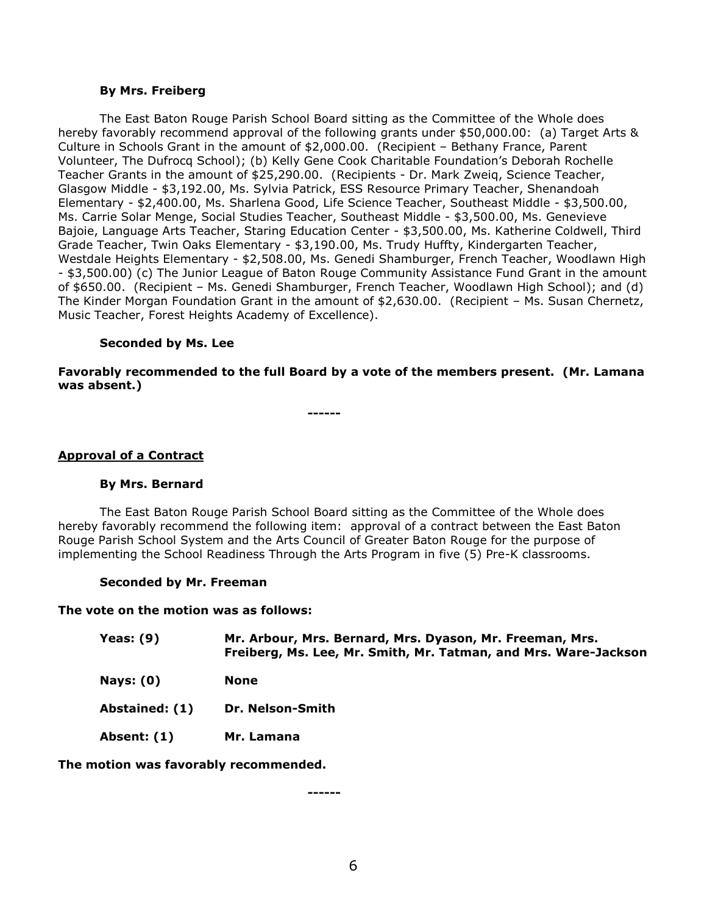**By Mrs. Freiberg**

The East Baton Rouge Parish School Board sitting as the Committee of the Whole does hereby favorably recommend approval of the following grants under $50,000.00: (a) Target Arts & Culture in Schools Grant in the amount of $2,000.00. (Recipient – Bethany France, Parent Volunteer, The Dufrocq School); (b) Kelly Gene Cook Charitable Foundation's Deborah Rochelle Teacher Grants in the amount of $25,290.00. (Recipients - Dr. Mark Zweiq, Science Teacher, Glasgow Middle - $3,192.00, Ms. Sylvia Patrick, ESS Resource Primary Teacher, Shenandoah Elementary - $2,400.00, Ms. Sharlena Good, Life Science Teacher, Southeast Middle - $3,500.00, Ms. Carrie Solar Menge, Social Studies Teacher, Southeast Middle - $3,500.00, Ms. Genevieve Bajoie, Language Arts Teacher, Staring Education Center - $3,500.00, Ms. Katherine Coldwell, Third Grade Teacher, Twin Oaks Elementary - $3,190.00, Ms. Trudy Huffty, Kindergarten Teacher, Westdale Heights Elementary - $2,508.00, Ms. Genedi Shamburger, French Teacher, Woodlawn High - $3,500.00) (c) The Junior League of Baton Rouge Community Assistance Fund Grant in the amount of $650.00. (Recipient – Ms. Genedi Shamburger, French Teacher, Woodlawn High School); and (d) The Kinder Morgan Foundation Grant in the amount of $2,630.00. (Recipient – Ms. Susan Chernetz, Music Teacher, Forest Heights Academy of Excellence).

**Seconded by Ms. Lee**

**Favorably recommended to the full Board by a vote of the members present. (Mr. Lamana was absent.)**

**------**

**Approval of a Contract**

**By Mrs. Bernard**

The East Baton Rouge Parish School Board sitting as the Committee of the Whole does hereby favorably recommend the following item: approval of a contract between the East Baton Rouge Parish School System and the Arts Council of Greater Baton Rouge for the purpose of implementing the School Readiness Through the Arts Program in five (5) Pre-K classrooms.

**Seconded by Mr. Freeman**

**The vote on the motion was as follows:**

| | |
|---|---|
| **Yeas: (9)** | **Mr. Arbour, Mrs. Bernard, Mrs. Dyason, Mr. Freeman, Mrs. Freiberg, Ms. Lee, Mr. Smith, Mr. Tatman, and Mrs. Ware-Jackson** |
| **Nays: (0)** | **None** |
| **Abstained: (1)** | **Dr. Nelson-Smith** |
| **Absent: (1)** | **Mr. Lamana** |

**The motion was favorably recommended.**

**------**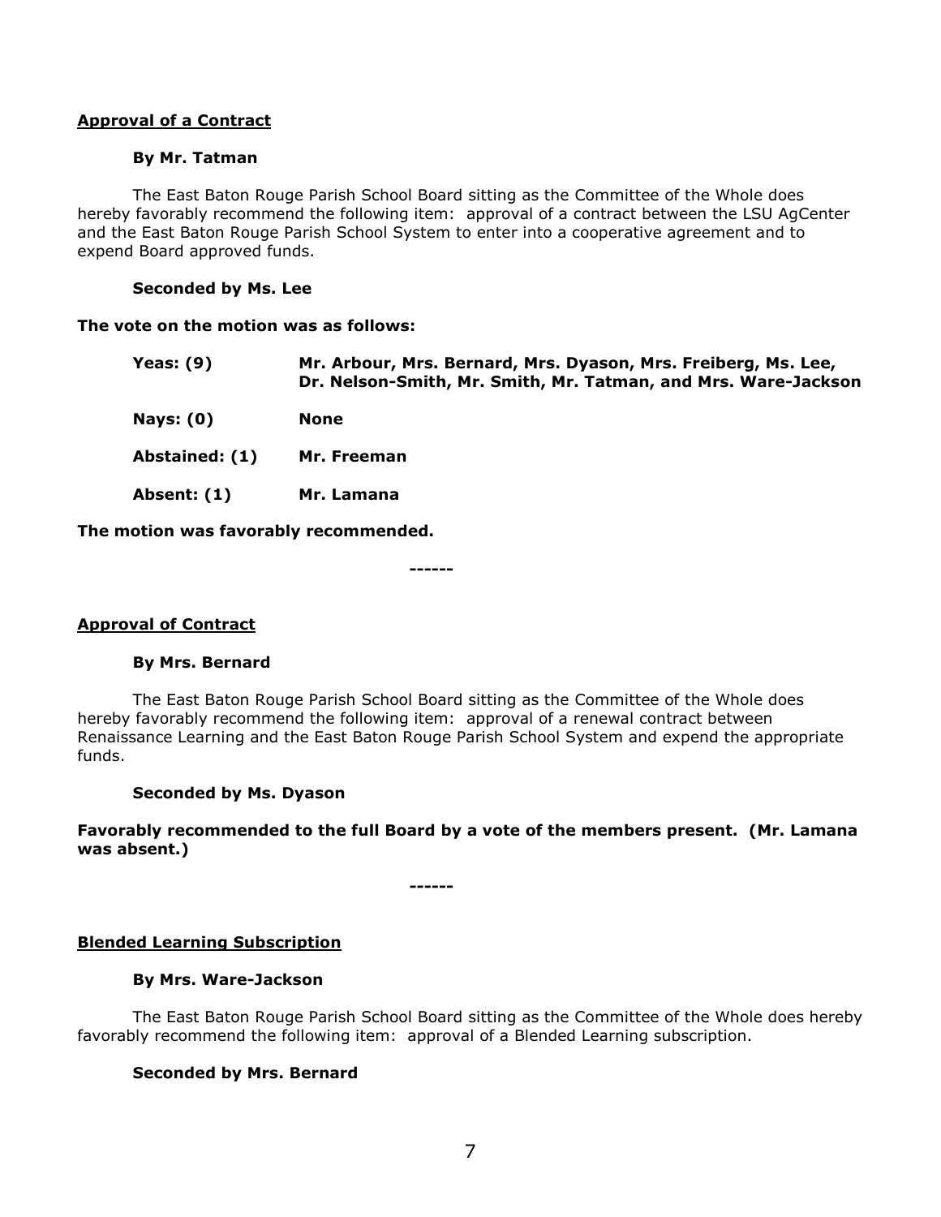**Approval of a Contract**

**By Mr. Tatman**

The East Baton Rouge Parish School Board sitting as the Committee of the Whole does hereby favorably recommend the following item: approval of a contract between the LSU AgCenter and the East Baton Rouge Parish School System to enter into a cooperative agreement and to expend Board approved funds.

**Seconded by Ms. Lee**

**The vote on the motion was as follows:**

| | |
|---|---|
| **Yeas: (9)** | **Mr. Arbour, Mrs. Bernard, Mrs. Dyason, Mrs. Freiberg, Ms. Lee, Dr. Nelson-Smith, Mr. Smith, Mr. Tatman, and Mrs. Ware-Jackson** |
| **Nays: (0)** | **None** |
| **Abstained: (1)** | **Mr. Freeman** |
| **Absent: (1)** | **Mr. Lamana** |

**The motion was favorably recommended.**

**------**

**Approval of Contract**

**By Mrs. Bernard**

The East Baton Rouge Parish School Board sitting as the Committee of the Whole does hereby favorably recommend the following item: approval of a renewal contract between Renaissance Learning and the East Baton Rouge Parish School System and expend the appropriate funds.

**Seconded by Ms. Dyason**

**Favorably recommended to the full Board by a vote of the members present. (Mr. Lamana was absent.)**

**------**

**Blended Learning Subscription**

**By Mrs. Ware-Jackson**

The East Baton Rouge Parish School Board sitting as the Committee of the Whole does hereby favorably recommend the following item: approval of a Blended Learning subscription.

**Seconded by Mrs. Bernard**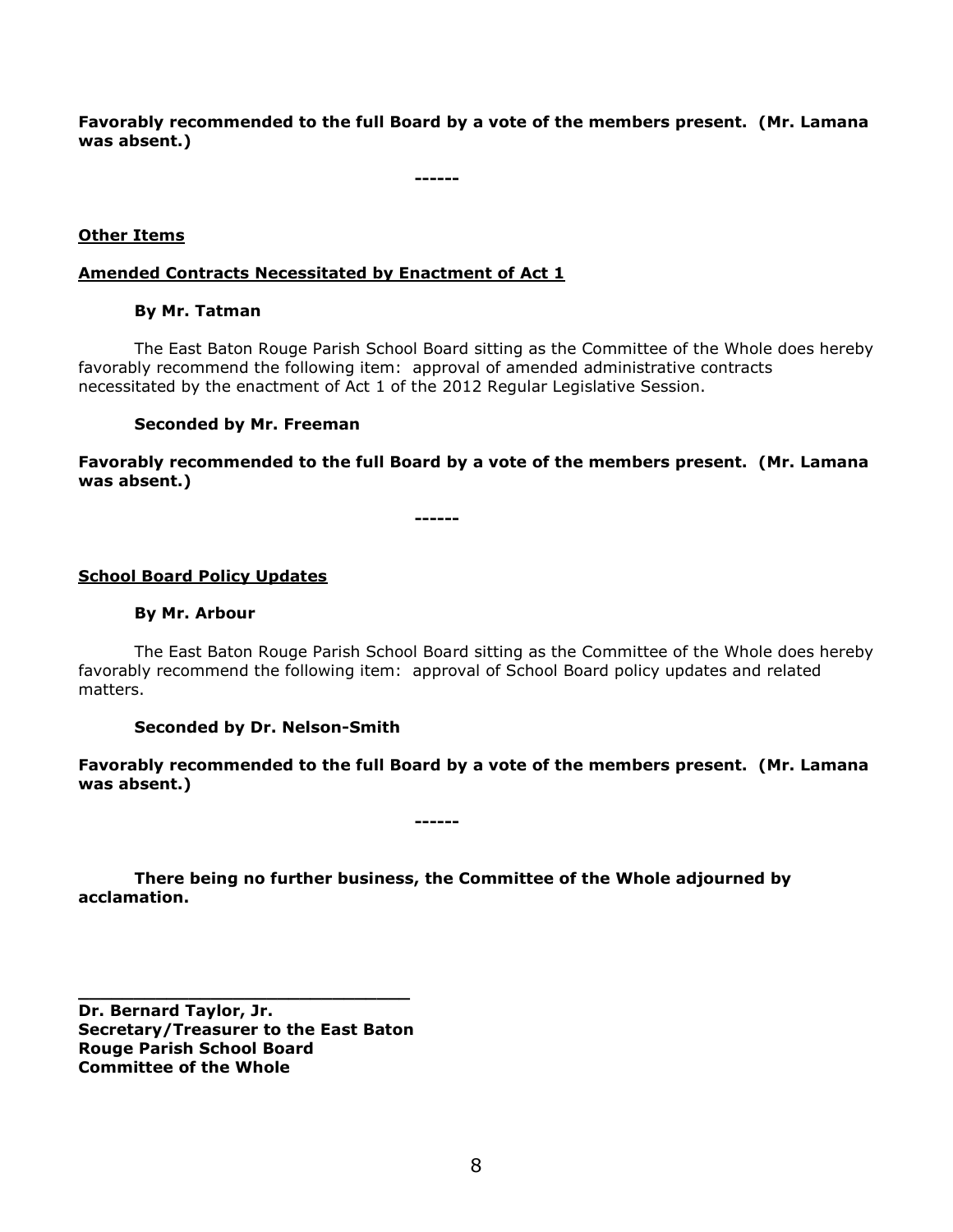**Favorably recommended to the full Board by a vote of the members present. (Mr. Lamana was absent.)**

**------**

**Other Items**

**Amended Contracts Necessitated by Enactment of Act 1**

**By Mr. Tatman**

The East Baton Rouge Parish School Board sitting as the Committee of the Whole does hereby favorably recommend the following item: approval of amended administrative contracts necessitated by the enactment of Act 1 of the 2012 Regular Legislative Session.

**Seconded by Mr. Freeman**

**Favorably recommended to the full Board by a vote of the members present. (Mr. Lamana was absent.)**

**------**

**School Board Policy Updates**

**By Mr. Arbour**

The East Baton Rouge Parish School Board sitting as the Committee of the Whole does hereby favorably recommend the following item: approval of School Board policy updates and related matters.

**Seconded by Dr. Nelson-Smith**

**Favorably recommended to the full Board by a vote of the members present. (Mr. Lamana was absent.)**

**------**

**There being no further business, the Committee of the Whole adjourned by acclamation.**

**______________________________**
**Dr. Bernard Taylor, Jr.**
**Secretary/Treasurer to the East Baton Rouge Parish School Board**
**Committee of the Whole**